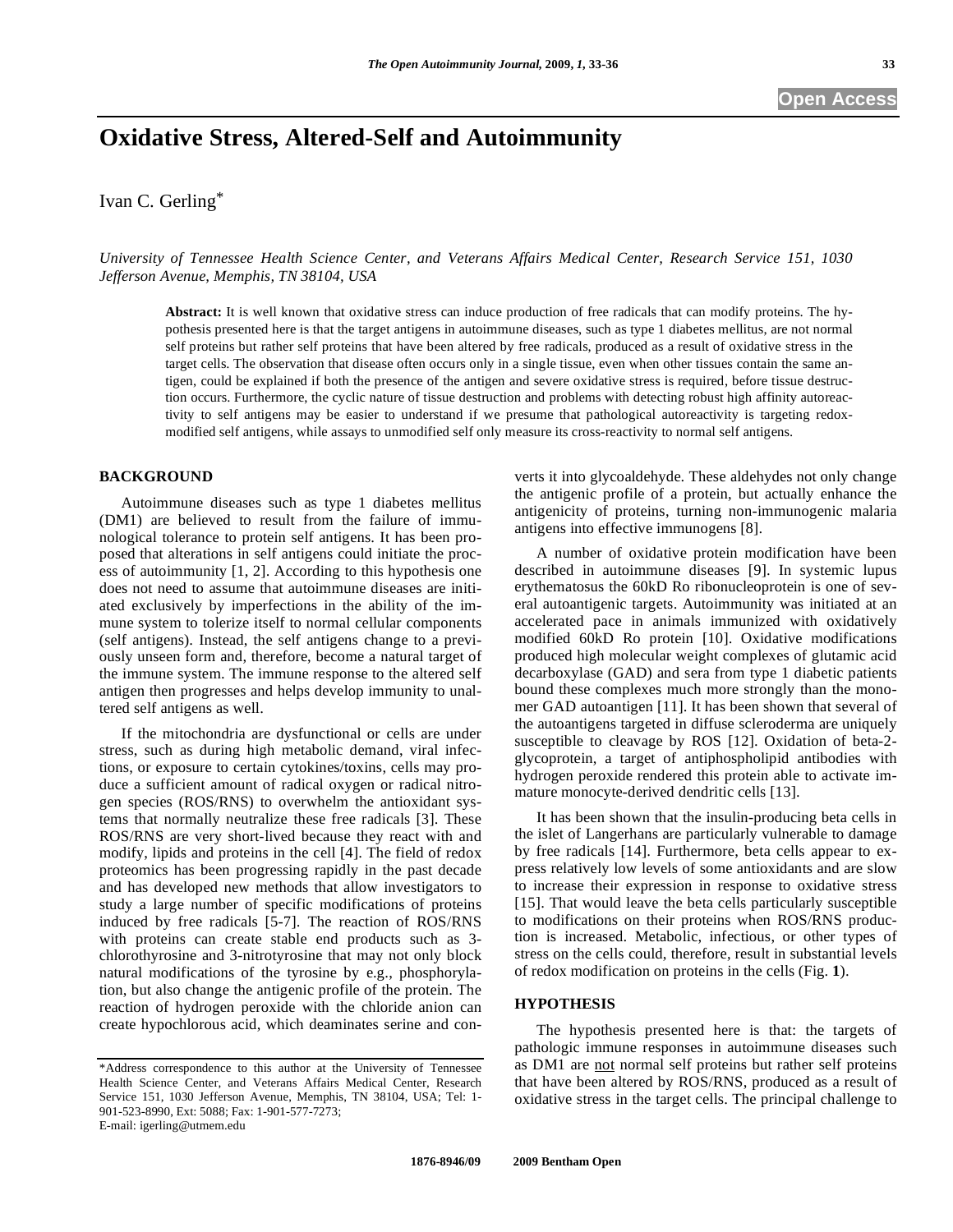# Oxidative Stress, Altered-Self and Autoimmunity

Ivan C. Gerling*

*University of Tennessee Health Science Center, and Veterans Affairs Medical Center, Research Service 151, 1030 Jefferson Avenue, Memphis, TN 38104, USA*

**Abstract:** It is well known that oxidative stress can induce production of free radicals that can modify proteins. The hypothesis presented here is that the target antigens in autoimmune diseases, such as type 1 diabetes mellitus, are not normal self proteins but rather self proteins that have been altered by free radicals, produced as a result of oxidative stress in the target cells. The observation that disease often occurs only in a single tissue, even when other tissues contain the same antigen, could be explained if both the presence of the antigen and severe oxidative stress is required, before tissue destruction occurs. Furthermore, the cyclic nature of tissue destruction and problems with detecting robust high affinity autoreactivity to self antigens may be easier to understand if we presume that pathological autoreactivity is targeting redox-modified self antigens, while assays to unmodified self only measure its cross-reactivity to normal self antigens.

## BACKGROUND

Autoimmune diseases such as type 1 diabetes mellitus (DM1) are believed to result from the failure of immunological tolerance to protein self antigens. It has been proposed that alterations in self antigens could initiate the process of autoimmunity [1, 2]. According to this hypothesis one does not need to assume that autoimmune diseases are initiated exclusively by imperfections in the ability of the immune system to tolerize itself to normal cellular components (self antigens). Instead, the self antigens change to a previously unseen form and, therefore, become a natural target of the immune system. The immune response to the altered self antigen then progresses and helps develop immunity to unaltered self antigens as well.

If the mitochondria are dysfunctional or cells are under stress, such as during high metabolic demand, viral infections, or exposure to certain cytokines/toxins, cells may produce a sufficient amount of radical oxygen or radical nitrogen species (ROS/RNS) to overwhelm the antioxidant systems that normally neutralize these free radicals [3]. These ROS/RNS are very short-lived because they react with and modify, lipids and proteins in the cell [4]. The field of redox proteomics has been progressing rapidly in the past decade and has developed new methods that allow investigators to study a large number of specific modifications of proteins induced by free radicals [5-7]. The reaction of ROS/RNS with proteins can create stable end products such as 3-chlorothyrosine and 3-nitrotyrosine that may not only block natural modifications of the tyrosine by e.g., phosphorylation, but also change the antigenic profile of the protein. The reaction of hydrogen peroxide with the chloride anion can create hypochlorous acid, which deaminates serine and converts it into glycoaldehyde. These aldehydes not only change the antigenic profile of a protein, but actually enhance the antigenicity of proteins, turning non-immunogenic malaria antigens into effective immunogens [8].

A number of oxidative protein modification have been described in autoimmune diseases [9]. In systemic lupus erythematosus the 60kD Ro ribonucleoprotein is one of several autoantigenic targets. Autoimmunity was initiated at an accelerated pace in animals immunized with oxidatively modified 60kD Ro protein [10]. Oxidative modifications produced high molecular weight complexes of glutamic acid decarboxylase (GAD) and sera from type 1 diabetic patients bound these complexes much more strongly than the monomer GAD autoantigen [11]. It has been shown that several of the autoantigens targeted in diffuse scleroderma are uniquely susceptible to cleavage by ROS [12]. Oxidation of beta-2-glycoprotein, a target of antiphospholipid antibodies with hydrogen peroxide rendered this protein able to activate immature monocyte-derived dendritic cells [13].

It has been shown that the insulin-producing beta cells in the islet of Langerhans are particularly vulnerable to damage by free radicals [14]. Furthermore, beta cells appear to express relatively low levels of some antioxidants and are slow to increase their expression in response to oxidative stress [15]. That would leave the beta cells particularly susceptible to modifications on their proteins when ROS/RNS production is increased. Metabolic, infectious, or other types of stress on the cells could, therefore, result in substantial levels of redox modification on proteins in the cells (Fig. **1**).

## HYPOTHESIS

The hypothesis presented here is that: the targets of pathologic immune responses in autoimmune diseases such as DM1 are not normal self proteins but rather self proteins that have been altered by ROS/RNS, produced as a result of oxidative stress in the target cells. The principal challenge to

*Address correspondence to this author at the University of Tennessee Health Science Center, and Veterans Affairs Medical Center, Research Service 151, 1030 Jefferson Avenue, Memphis, TN 38104, USA; Tel: 1-901-523-8990, Ext: 5088; Fax: 1-901-577-7273; E-mail: igerling@utmem.edu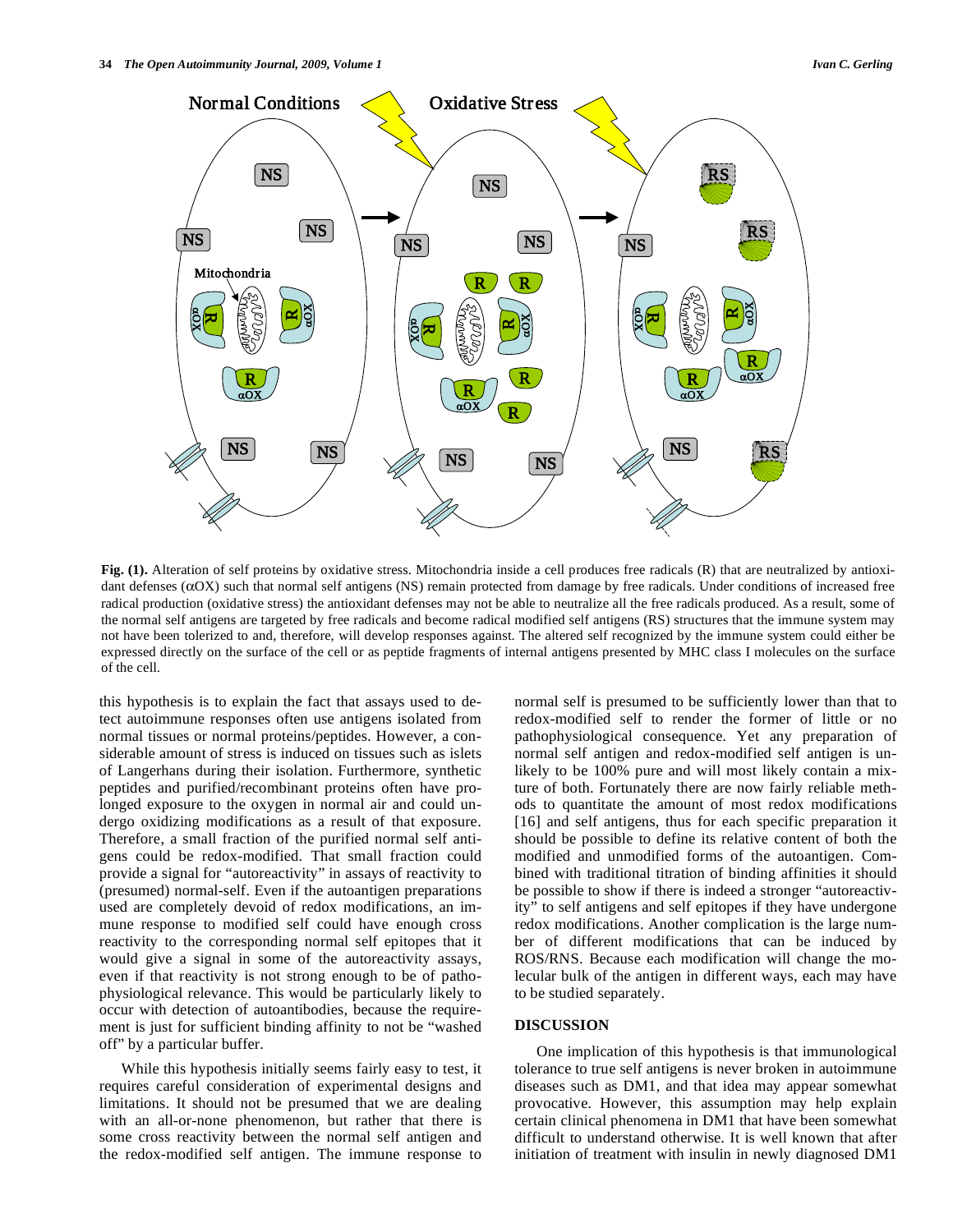**Fig. (1).** Alteration of self proteins by oxidative stress. Mitochondria inside a cell produces free radicals (R) that are neutralized by antioxidant defenses (αOX) such that normal self antigens (NS) remain protected from damage by free radicals. Under conditions of increased free radical production (oxidative stress) the antioxidant defenses may not be able to neutralize all the free radicals produced. As a result, some of the normal self antigens are targeted by free radicals and become radical modified self antigens (RS) structures that the immune system may not have been tolerized to and, therefore, will develop responses against. The altered self recognized by the immune system could either be expressed directly on the surface of the cell or as peptide fragments of internal antigens presented by MHC class I molecules on the surface of the cell.

this hypothesis is to explain the fact that assays used to detect autoimmune responses often use antigens isolated from normal tissues or normal proteins/peptides. However, a considerable amount of stress is induced on tissues such as islets of Langerhans during their isolation. Furthermore, synthetic peptides and purified/recombinant proteins often have prolonged exposure to the oxygen in normal air and could undergo oxidizing modifications as a result of that exposure. Therefore, a small fraction of the purified normal self antigens could be redox-modified. That small fraction could provide a signal for "autoreactivity" in assays of reactivity to (presumed) normal-self. Even if the autoantigen preparations used are completely devoid of redox modifications, an immune response to modified self could have enough cross reactivity to the corresponding normal self epitopes that it would give a signal in some of the autoreactivity assays, even if that reactivity is not strong enough to be of pathophysiological relevance. This would be particularly likely to occur with detection of autoantibodies, because the requirement is just for sufficient binding affinity to not be "washed off" by a particular buffer.

While this hypothesis initially seems fairly easy to test, it requires careful consideration of experimental designs and limitations. It should not be presumed that we are dealing with an all-or-none phenomenon, but rather that there is some cross reactivity between the normal self antigen and the redox-modified self antigen. The immune response to normal self is presumed to be sufficiently lower than that to redox-modified self to render the former of little or no pathophysiological consequence. Yet any preparation of normal self antigen and redox-modified self antigen is unlikely to be 100% pure and will most likely contain a mixture of both. Fortunately there are now fairly reliable methods to quantitate the amount of most redox modifications [16] and self antigens, thus for each specific preparation it should be possible to define its relative content of both the modified and unmodified forms of the autoantigen. Combined with traditional titration of binding affinities it should be possible to show if there is indeed a stronger "autoreactivity" to self antigens and self epitopes if they have undergone redox modifications. Another complication is the large number of different modifications that can be induced by ROS/RNS. Because each modification will change the molecular bulk of the antigen in different ways, each may have to be studied separately.

## DISCUSSION

One implication of this hypothesis is that immunological tolerance to true self antigens is never broken in autoimmune diseases such as DM1, and that idea may appear somewhat provocative. However, this assumption may help explain certain clinical phenomena in DM1 that have been somewhat difficult to understand otherwise. It is well known that after initiation of treatment with insulin in newly diagnosed DM1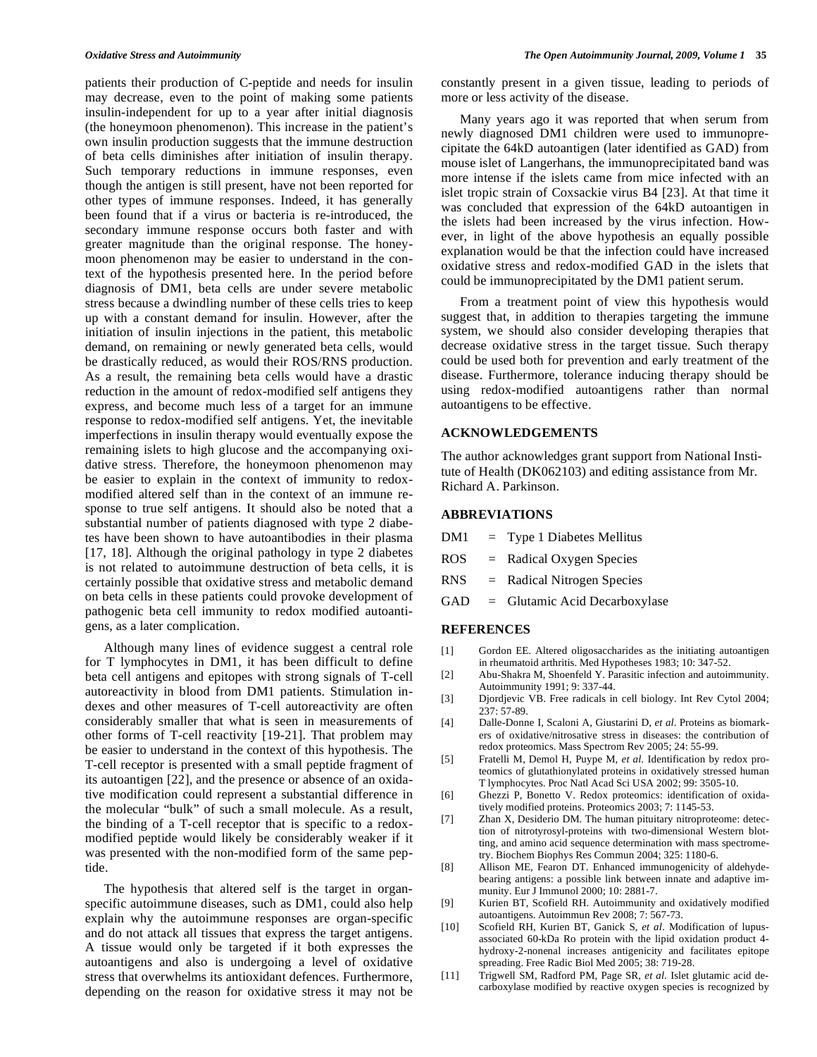patients their production of C-peptide and needs for insulin may decrease, even to the point of making some patients insulin-independent for up to a year after initial diagnosis (the honeymoon phenomenon). This increase in the patient's own insulin production suggests that the immune destruction of beta cells diminishes after initiation of insulin therapy. Such temporary reductions in immune responses, even though the antigen is still present, have not been reported for other types of immune responses. Indeed, it has generally been found that if a virus or bacteria is re-introduced, the secondary immune response occurs both faster and with greater magnitude than the original response. The honeymoon phenomenon may be easier to understand in the context of the hypothesis presented here. In the period before diagnosis of DM1, beta cells are under severe metabolic stress because a dwindling number of these cells tries to keep up with a constant demand for insulin. However, after the initiation of insulin injections in the patient, this metabolic demand, on remaining or newly generated beta cells, would be drastically reduced, as would their ROS/RNS production. As a result, the remaining beta cells would have a drastic reduction in the amount of redox-modified self antigens they express, and become much less of a target for an immune response to redox-modified self antigens. Yet, the inevitable imperfections in insulin therapy would eventually expose the remaining islets to high glucose and the accompanying oxidative stress. Therefore, the honeymoon phenomenon may be easier to explain in the context of immunity to redox-modified altered self than in the context of an immune response to true self antigens. It should also be noted that a substantial number of patients diagnosed with type 2 diabetes have been shown to have autoantibodies in their plasma [17, 18]. Although the original pathology in type 2 diabetes is not related to autoimmune destruction of beta cells, it is certainly possible that oxidative stress and metabolic demand on beta cells in these patients could provoke development of pathogenic beta cell immunity to redox modified autoantigens, as a later complication.

Although many lines of evidence suggest a central role for T lymphocytes in DM1, it has been difficult to define beta cell antigens and epitopes with strong signals of T-cell autoreactivity in blood from DM1 patients. Stimulation indexes and other measures of T-cell autoreactivity are often considerably smaller that what is seen in measurements of other forms of T-cell reactivity [19-21]. That problem may be easier to understand in the context of this hypothesis. The T-cell receptor is presented with a small peptide fragment of its autoantigen [22], and the presence or absence of an oxidative modification could represent a substantial difference in the molecular "bulk" of such a small molecule. As a result, the binding of a T-cell receptor that is specific to a redox-modified peptide would likely be considerably weaker if it was presented with the non-modified form of the same peptide.

The hypothesis that altered self is the target in organ-specific autoimmune diseases, such as DM1, could also help explain why the autoimmune responses are organ-specific and do not attack all tissues that express the target antigens. A tissue would only be targeted if it both expresses the autoantigens and also is undergoing a level of oxidative stress that overwhelms its antioxidant defences. Furthermore, depending on the reason for oxidative stress it may not be constantly present in a given tissue, leading to periods of more or less activity of the disease.

Many years ago it was reported that when serum from newly diagnosed DM1 children were used to immunoprecipitate the 64kD autoantigen (later identified as GAD) from mouse islet of Langerhans, the immunoprecipitated band was more intense if the islets came from mice infected with an islet tropic strain of Coxsackie virus B4 [23]. At that time it was concluded that expression of the 64kD autoantigen in the islets had been increased by the virus infection. However, in light of the above hypothesis an equally possible explanation would be that the infection could have increased oxidative stress and redox-modified GAD in the islets that could be immunoprecipitated by the DM1 patient serum.

From a treatment point of view this hypothesis would suggest that, in addition to therapies targeting the immune system, we should also consider developing therapies that decrease oxidative stress in the target tissue. Such therapy could be used both for prevention and early treatment of the disease. Furthermore, tolerance inducing therapy should be using redox-modified autoantigens rather than normal autoantigens to be effective.

## ACKNOWLEDGEMENTS

The author acknowledges grant support from National Institute of Health (DK062103) and editing assistance from Mr. Richard A. Parkinson.

## ABBREVIATIONS

DM1 = Type 1 Diabetes Mellitus

ROS = Radical Oxygen Species

RNS = Radical Nitrogen Species

GAD = Glutamic Acid Decarboxylase

## REFERENCES

[1] Gordon EE. Altered oligosaccharides as the initiating autoantigen in rheumatoid arthritis. Med Hypotheses 1983; 10: 347-52.

[2] Abu-Shakra M, Shoenfeld Y. Parasitic infection and autoimmunity. Autoimmunity 1991; 9: 337-44.

[3] Djordjevic VB. Free radicals in cell biology. Int Rev Cytol 2004; 237: 57-89.

[4] Dalle-Donne I, Scaloni A, Giustarini D, *et al*. Proteins as biomarkers of oxidative/nitrosative stress in diseases: the contribution of redox proteomics. Mass Spectrom Rev 2005; 24: 55-99.

[5] Fratelli M, Demol H, Puype M, *et al.* Identification by redox proteomics of glutathionylated proteins in oxidatively stressed human T lymphocytes. Proc Natl Acad Sci USA 2002; 99: 3505-10.

[6] Ghezzi P, Bonetto V. Redox proteomics: identification of oxidatively modified proteins. Proteomics 2003; 7: 1145-53.

[7] Zhan X, Desiderio DM. The human pituitary nitroproteome: detection of nitrotyrosyl-proteins with two-dimensional Western blotting, and amino acid sequence determination with mass spectrometry. Biochem Biophys Res Commun 2004; 325: 1180-6.

[8] Allison ME, Fearon DT. Enhanced immunogenicity of aldehyde-bearing antigens: a possible link between innate and adaptive immunity. Eur J Immunol 2000; 10: 2881-7.

[9] Kurien BT, Scofield RH. Autoimmunity and oxidatively modified autoantigens. Autoimmun Rev 2008; 7: 567-73.

[10] Scofield RH, Kurien BT, Ganick S, *et al*. Modification of lupus-associated 60-kDa Ro protein with the lipid oxidation product 4-hydroxy-2-nonenal increases antigenicity and facilitates epitope spreading. Free Radic Biol Med 2005; 38: 719-28.

[11] Trigwell SM, Radford PM, Page SR, *et al.* Islet glutamic acid decarboxylase modified by reactive oxygen species is recognized by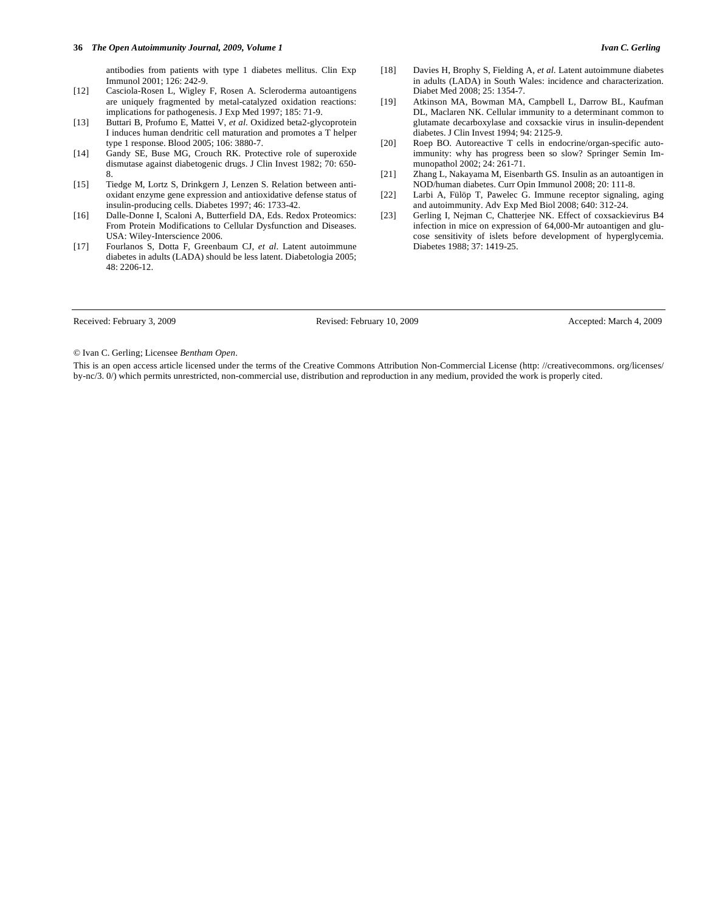antibodies from patients with type 1 diabetes mellitus. Clin Exp Immunol 2001; 126: 242-9.

[12] Casciola-Rosen L, Wigley F, Rosen A. Scleroderma autoantigens are uniquely fragmented by metal-catalyzed oxidation reactions: implications for pathogenesis. J Exp Med 1997; 185: 71-9.

[13] Buttari B, Profumo E, Mattei V, *et al*. Oxidized beta2-glycoprotein I induces human dendritic cell maturation and promotes a T helper type 1 response. Blood 2005; 106: 3880-7.

[14] Gandy SE, Buse MG, Crouch RK. Protective role of superoxide dismutase against diabetogenic drugs. J Clin Invest 1982; 70: 650-8.

[15] Tiedge M, Lortz S, Drinkgern J, Lenzen S. Relation between antioxidant enzyme gene expression and antioxidative defense status of insulin-producing cells. Diabetes 1997; 46: 1733-42.

[16] Dalle-Donne I, Scaloni A, Butterfield DA, Eds. Redox Proteomics: From Protein Modifications to Cellular Dysfunction and Diseases. USA: Wiley-Interscience 2006.

[17] Fourlanos S, Dotta F, Greenbaum CJ, *et al*. Latent autoimmune diabetes in adults (LADA) should be less latent. Diabetologia 2005; 48: 2206-12.

[18] Davies H, Brophy S, Fielding A, *et al*. Latent autoimmune diabetes in adults (LADA) in South Wales: incidence and characterization. Diabet Med 2008; 25: 1354-7.

[19] Atkinson MA, Bowman MA, Campbell L, Darrow BL, Kaufman DL, Maclaren NK. Cellular immunity to a determinant common to glutamate decarboxylase and coxsackie virus in insulin-dependent diabetes. J Clin Invest 1994; 94: 2125-9.

[20] Roep BO. Autoreactive T cells in endocrine/organ-specific autoimmunity: why has progress been so slow? Springer Semin Immunopathol 2002; 24: 261-71.

[21] Zhang L, Nakayama M, Eisenbarth GS. Insulin as an autoantigen in NOD/human diabetes. Curr Opin Immunol 2008; 20: 111-8.

[22] Larbi A, Fülöp T, Pawelec G. Immune receptor signaling, aging and autoimmunity. Adv Exp Med Biol 2008; 640: 312-24.

[23] Gerling I, Nejman C, Chatterjee NK. Effect of coxsackievirus B4 infection in mice on expression of 64,000-Mr autoantigen and glucose sensitivity of islets before development of hyperglycemia. Diabetes 1988; 37: 1419-25.

Received: February 3, 2009 Revised: February 10, 2009 Accepted: March 4, 2009

© Ivan C. Gerling; Licensee *Bentham Open*.

This is an open access article licensed under the terms of the Creative Commons Attribution Non-Commercial License (http: //creativecommons. org/licenses/by-nc/3. 0/) which permits unrestricted, non-commercial use, distribution and reproduction in any medium, provided the work is properly cited.